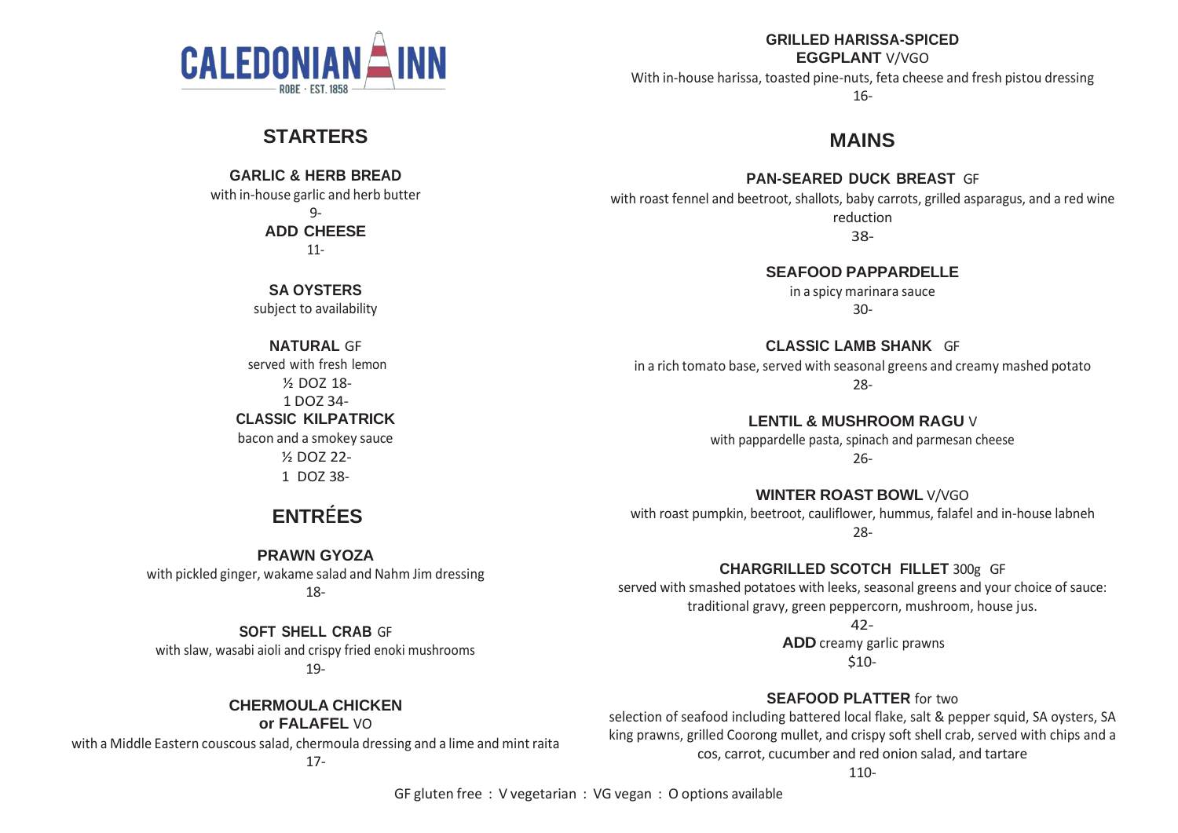# CALEDONIAN INN

ROBE · EST. 1858

## STARTERS

### GARLIC & HERB BREAD

with in-house garlic and herb butter

9-

**ADD CHEESE**

11-

### SA OYSTERS

subject to availability

**NATURAL** GF

served with fresh lemon

½ DOZ 18-

1 DOZ 34-

**CLASSIC KILPATRICK**

bacon and a smokey sauce

½ DOZ 22-

1 DOZ 38-

## ENTRÉES

### PRAWN GYOZA

with pickled ginger, wakame salad and Nahm Jim dressing

18-

### SOFT SHELL CRAB GF

with slaw, wasabi aioli and crispy fried enoki mushrooms

19-

### CHERMOULA CHICKEN or FALAFEL VO

with a Middle Eastern couscous salad, chermoula dressing and a lime and mint raita

17-

### GRILLED HARISSA-SPICED EGGPLANT V/VGO

With in-house harissa, toasted pine-nuts, feta cheese and fresh pistou dressing

16-

## MAINS

### PAN-SEARED DUCK BREAST GF

with roast fennel and beetroot, shallots, baby carrots, grilled asparagus, and a red wine reduction

38-

### SEAFOOD PAPPARDELLE

in a spicy marinara sauce

30-

### CLASSIC LAMB SHANK GF

in a rich tomato base, served with seasonal greens and creamy mashed potato

28-

### LENTIL & MUSHROOM RAGU V

with pappardelle pasta, spinach and parmesan cheese

26-

### WINTER ROAST BOWL V/VGO

with roast pumpkin, beetroot, cauliflower, hummus, falafel and in-house labneh

28-

### CHARGRILLED SCOTCH FILLET 300g GF

served with smashed potatoes with leeks, seasonal greens and your choice of sauce: traditional gravy, green peppercorn, mushroom, house jus.

42-

**ADD** creamy garlic prawns

$10-

### SEAFOOD PLATTER for two

selection of seafood including battered local flake, salt & pepper squid, SA oysters, SA king prawns, grilled Coorong mullet, and crispy soft shell crab, served with chips and a cos, carrot, cucumber and red onion salad, and tartare

110-

GF gluten free : V vegetarian : VG vegan : O options available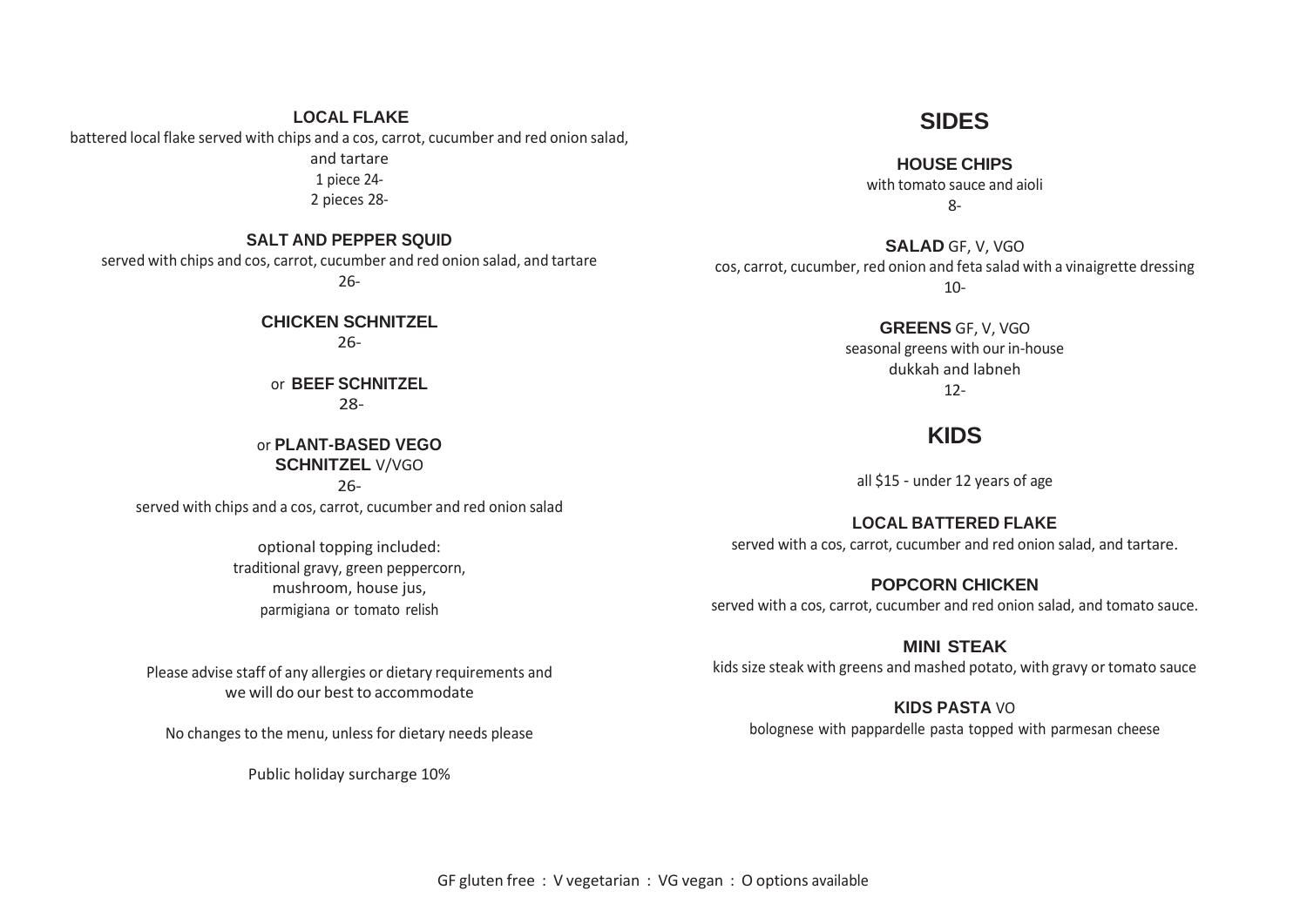**LOCAL FLAKE**

battered local flake served with chips and a cos, carrot, cucumber and red onion salad, and tartare

1 piece 24-

2 pieces 28-

**SALT AND PEPPER SQUID**

served with chips and cos, carrot, cucumber and red onion salad, and tartare

26-

**CHICKEN SCHNITZEL**

26-

or **BEEF SCHNITZEL**

28-

or **PLANT-BASED VEGO SCHNITZEL** V/VGO

26-

served with chips and a cos, carrot, cucumber and red onion salad

optional topping included:
traditional gravy, green peppercorn,
mushroom, house jus,
parmigiana or tomato relish

Please advise staff of any allergies or dietary requirements and we will do our best to accommodate

No changes to the menu, unless for dietary needs please

Public holiday surcharge 10%

## SIDES

**HOUSE CHIPS**

with tomato sauce and aioli

8-

**SALAD** GF, V, VGO

cos, carrot, cucumber, red onion and feta salad with a vinaigrette dressing

10-

**GREENS** GF, V, VGO

seasonal greens with our in-house dukkah and labneh

12-

## KIDS

all $15 - under 12 years of age

**LOCAL BATTERED FLAKE**

served with a cos, carrot, cucumber and red onion salad, and tartare.

**POPCORN CHICKEN**

served with a cos, carrot, cucumber and red onion salad, and tomato sauce.

**MINI STEAK**

kids size steak with greens and mashed potato, with gravy or tomato sauce

**KIDS PASTA** VO

bolognese with pappardelle pasta topped with parmesan cheese

GF gluten free : V vegetarian : VG vegan : O options available